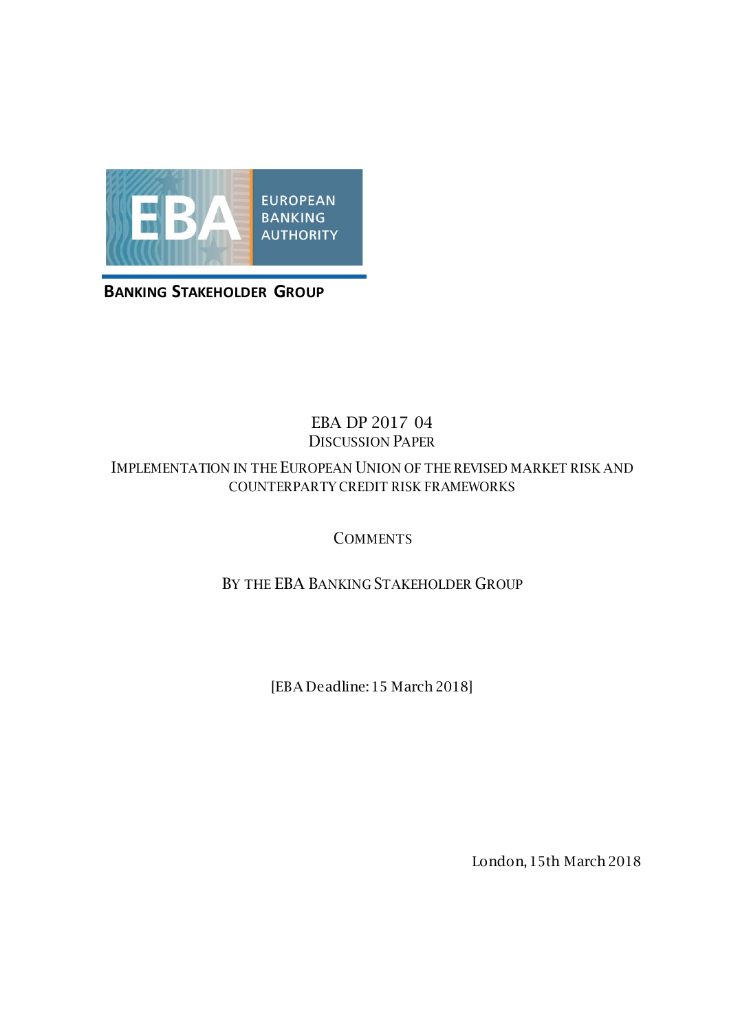EUROPEAN BANKING AUTHORITY

**BANKING STAKEHOLDER GROUP**

# EBA DP 2017 04
## DISCUSSION PAPER

## IMPLEMENTATION IN THE EUROPEAN UNION OF THE REVISED MARKET RISK AND COUNTERPARTY CREDIT RISK FRAMEWORKS

## COMMENTS

## BY THE EBA BANKING STAKEHOLDER GROUP

[EBA Deadline: 15 March 2018]

London, 15th March 2018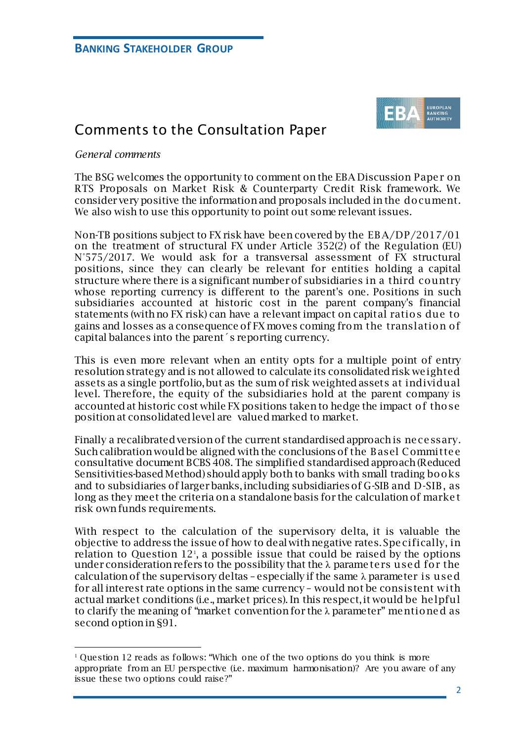## BANKING STAKEHOLDER GROUP

# Comments to the Consultation Paper

*General comments*

The BSG welcomes the opportunity to comment on the EBA Discussion Paper on RTS Proposals on Market Risk & Counterparty Credit Risk framework. We consider very positive the information and proposals included in the document. We also wish to use this opportunity to point out some relevant issues.

Non-TB positions subject to FX risk have been covered by the EBA/DP/2017/01 on the treatment of structural FX under Article 352(2) of the Regulation (EU) N°575/2017. We would ask for a transversal assessment of FX structural positions, since they can clearly be relevant for entities holding a capital structure where there is a significant number of subsidiaries in a third country whose reporting currency is different to the parent's one. Positions in such subsidiaries accounted at historic cost in the parent company's financial statements (with no FX risk) can have a relevant impact on capital ratios due to gains and losses as a consequence of FX moves coming from the translation of capital balances into the parent´s reporting currency.

This is even more relevant when an entity opts for a multiple point of entry resolution strategy and is not allowed to calculate its consolidated risk weighted assets as a single portfolio, but as the sum of risk weighted assets at individual level. Therefore, the equity of the subsidiaries hold at the parent company is accounted at historic cost while FX positions taken to hedge the impact of those position at consolidated level are valued marked to market.

Finally a recalibrated version of the current standardised approach is necessary. Such calibration would be aligned with the conclusions of the Basel Committee consultative document BCBS 408. The simplified standardised approach (Reduced Sensitivities-based Method) should apply both to banks with small trading books and to subsidiaries of larger banks, including subsidiaries of G-SIB and D-SIB, as long as they meet the criteria on a standalone basis for the calculation of market risk own funds requirements.

With respect to the calculation of the supervisory delta, it is valuable the objective to address the issue of how to deal with negative rates. Specifically, in relation to Question 12[1], a possible issue that could be raised by the options under consideration refers to the possibility that the $\lambda$ parameters used for the calculation of the supervisory deltas – especially if the same $\lambda$ parameter is used for all interest rate options in the same currency – would not be consistent with actual market conditions (i.e., market prices). In this respect, it would be helpful to clarify the meaning of "market convention for the $\lambda$ parameter" mentioned as second option in §91.

---

[1] Question 12 reads as follows: "Which one of the two options do you think is more appropriate from an EU perspective (i.e. maximum harmonisation)? Are you aware of any issue these two options could raise?"